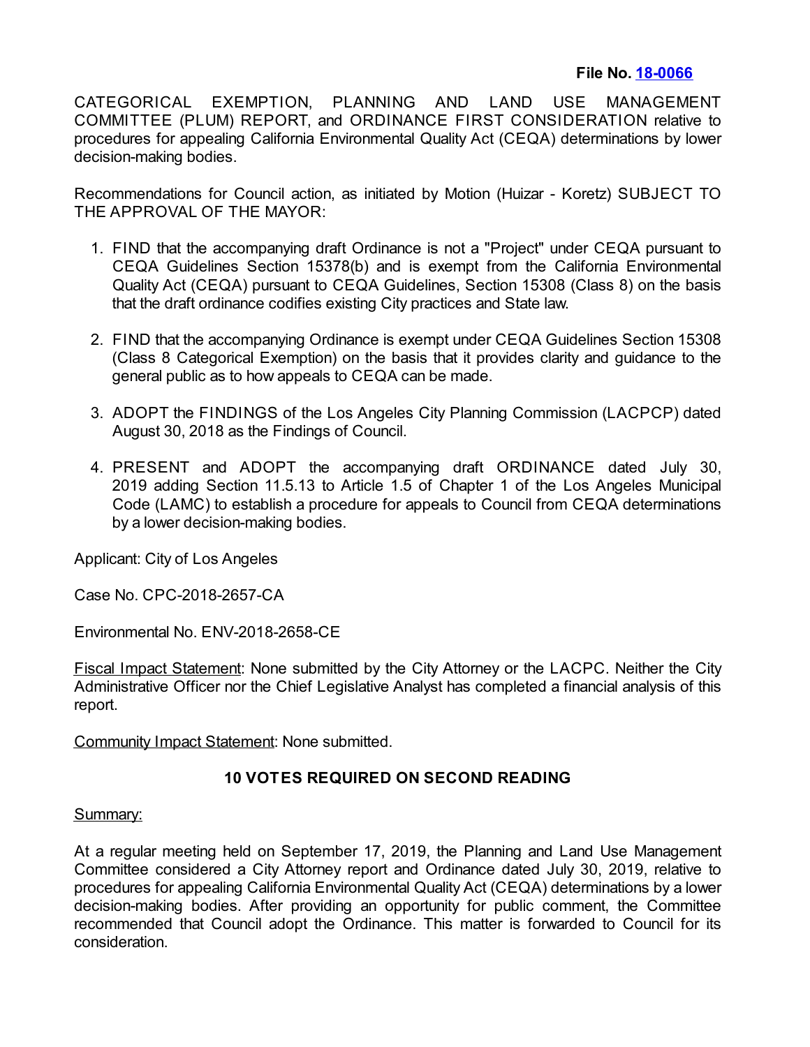**File No. 18-0066**

CATEGORICAL EXEMPTION, PLANNING AND LAND USE MANAGEMENT COMMITTEE (PLUM) REPORT, and ORDINANCE FIRST CONSIDERATION relative to procedures for appealing California Environmental Quality Act (CEQA) determinations by lower decision-making bodies.

Recommendations for Council action, as initiated by Motion (Huizar - Koretz) SUBJECT TO THE APPROVAL OF THE MAYOR:

1. FIND that the accompanying draft Ordinance is not a "Project" under CEQA pursuant to CEQA Guidelines Section 15378(b) and is exempt from the California Environmental Quality Act (CEQA) pursuant to CEQA Guidelines, Section 15308 (Class 8) on the basis that the draft ordinance codifies existing City practices and State law.

2. FIND that the accompanying Ordinance is exempt under CEQA Guidelines Section 15308 (Class 8 Categorical Exemption) on the basis that it provides clarity and guidance to the general public as to how appeals to CEQA can be made.

3. ADOPT the FINDINGS of the Los Angeles City Planning Commission (LACPCP) dated August 30, 2018 as the Findings of Council.

4. PRESENT and ADOPT the accompanying draft ORDINANCE dated July 30, 2019 adding Section 11.5.13 to Article 1.5 of Chapter 1 of the Los Angeles Municipal Code (LAMC) to establish a procedure for appeals to Council from CEQA determinations by a lower decision-making bodies.

Applicant: City of Los Angeles

Case No. CPC-2018-2657-CA

Environmental No. ENV-2018-2658-CE

Fiscal Impact Statement: None submitted by the City Attorney or the LACPC. Neither the City Administrative Officer nor the Chief Legislative Analyst has completed a financial analysis of this report.

Community Impact Statement: None submitted.

**10 VOTES REQUIRED ON SECOND READING**

Summary:

At a regular meeting held on September 17, 2019, the Planning and Land Use Management Committee considered a City Attorney report and Ordinance dated July 30, 2019, relative to procedures for appealing California Environmental Quality Act (CEQA) determinations by a lower decision-making bodies. After providing an opportunity for public comment, the Committee recommended that Council adopt the Ordinance. This matter is forwarded to Council for its consideration.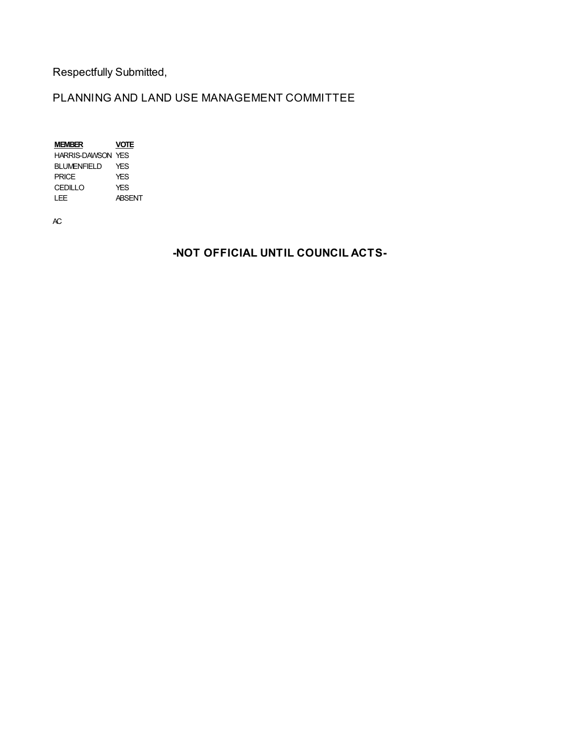Respectfully Submitted,

PLANNING AND LAND USE MANAGEMENT COMMITTEE

| MEMBER | VOTE |
| --- | --- |
| HARRIS-DAWSON | YES |
| BLUMENFIELD | YES |
| PRICE | YES |
| CEDILLO | YES |
| LEE | ABSENT |

AC

**-NOT OFFICIAL UNTIL COUNCIL ACTS-**